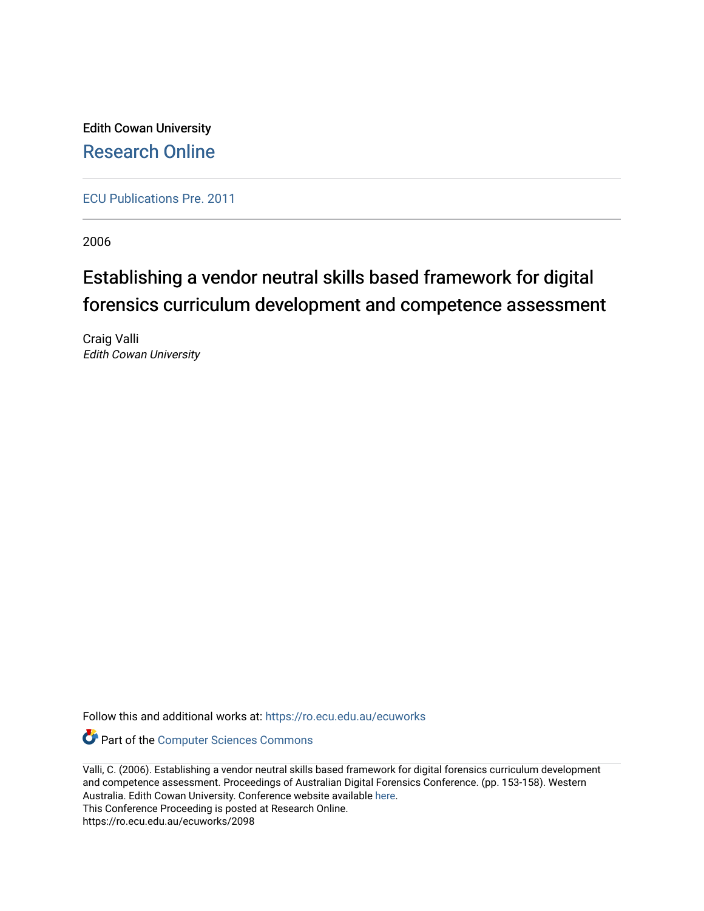Edith Cowan University

Research Online

ECU Publications Pre. 2011

2006

# Establishing a vendor neutral skills based framework for digital forensics curriculum development and competence assessment

Craig Valli
*Edith Cowan University*

Follow this and additional works at: https://ro.ecu.edu.au/ecuworks

Part of the Computer Sciences Commons

Valli, C. (2006). Establishing a vendor neutral skills based framework for digital forensics curriculum development and competence assessment. Proceedings of Australian Digital Forensics Conference. (pp. 153-158). Western Australia. Edith Cowan University. Conference website available here.
This Conference Proceeding is posted at Research Online.
https://ro.ecu.edu.au/ecuworks/2098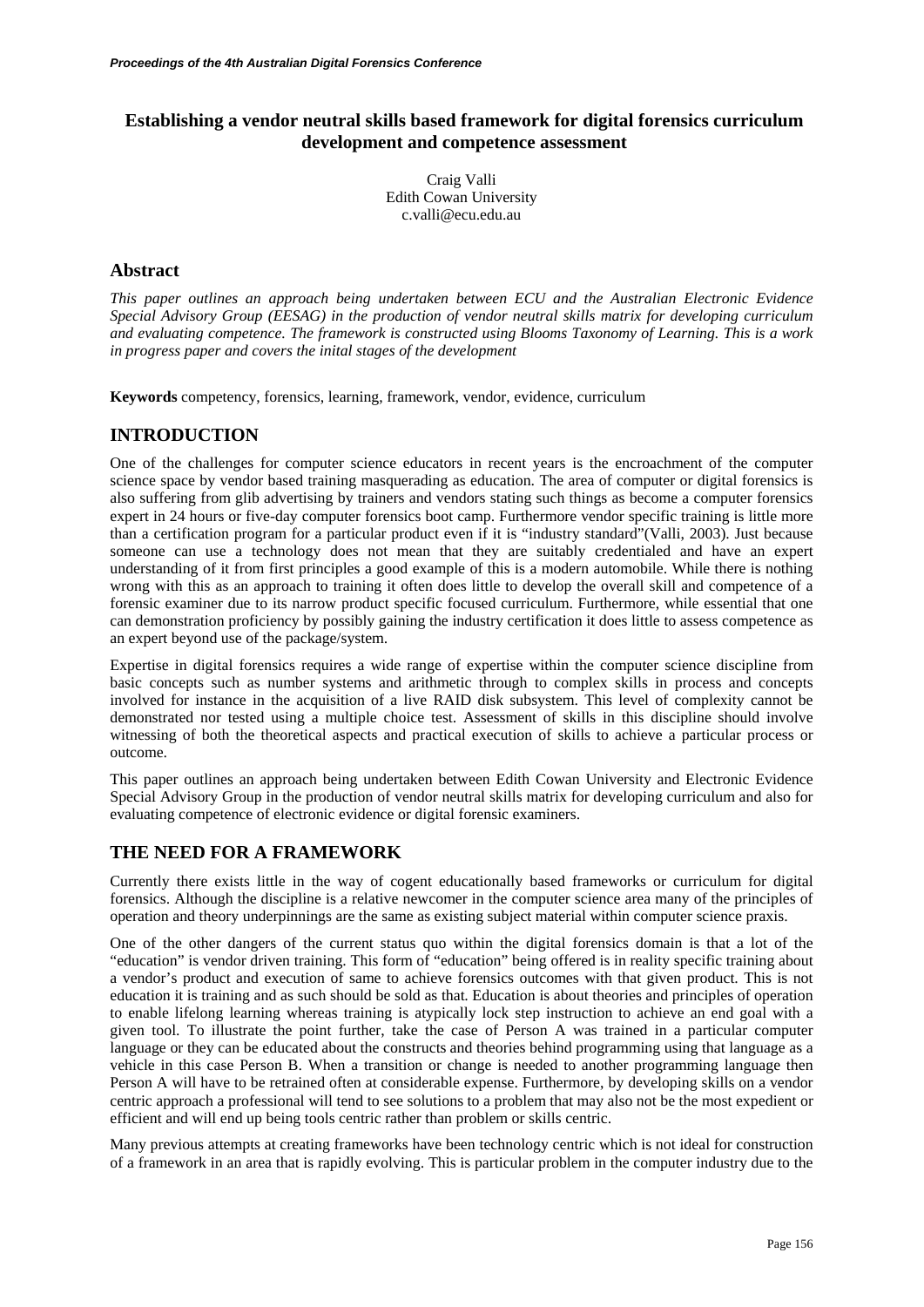# Establishing a vendor neutral skills based framework for digital forensics curriculum development and competence assessment

Craig Valli
Edith Cowan University
c.valli@ecu.edu.au

## Abstract

*This paper outlines an approach being undertaken between ECU and the Australian Electronic Evidence Special Advisory Group (EESAG) in the production of vendor neutral skills matrix for developing curriculum and evaluating competence. The framework is constructed using Blooms Taxonomy of Learning. This is a work in progress paper and covers the inital stages of the development*

**Keywords** competency, forensics, learning, framework, vendor, evidence, curriculum

## INTRODUCTION

One of the challenges for computer science educators in recent years is the encroachment of the computer science space by vendor based training masquerading as education. The area of computer or digital forensics is also suffering from glib advertising by trainers and vendors stating such things as become a computer forensics expert in 24 hours or five-day computer forensics boot camp. Furthermore vendor specific training is little more than a certification program for a particular product even if it is "industry standard"(Valli, 2003). Just because someone can use a technology does not mean that they are suitably credentialed and have an expert understanding of it from first principles a good example of this is a modern automobile. While there is nothing wrong with this as an approach to training it often does little to develop the overall skill and competence of a forensic examiner due to its narrow product specific focused curriculum. Furthermore, while essential that one can demonstration proficiency by possibly gaining the industry certification it does little to assess competence as an expert beyond use of the package/system.

Expertise in digital forensics requires a wide range of expertise within the computer science discipline from basic concepts such as number systems and arithmetic through to complex skills in process and concepts involved for instance in the acquisition of a live RAID disk subsystem. This level of complexity cannot be demonstrated nor tested using a multiple choice test. Assessment of skills in this discipline should involve witnessing of both the theoretical aspects and practical execution of skills to achieve a particular process or outcome.

This paper outlines an approach being undertaken between Edith Cowan University and Electronic Evidence Special Advisory Group in the production of vendor neutral skills matrix for developing curriculum and also for evaluating competence of electronic evidence or digital forensic examiners.

## THE NEED FOR A FRAMEWORK

Currently there exists little in the way of cogent educationally based frameworks or curriculum for digital forensics. Although the discipline is a relative newcomer in the computer science area many of the principles of operation and theory underpinnings are the same as existing subject material within computer science praxis.

One of the other dangers of the current status quo within the digital forensics domain is that a lot of the "education" is vendor driven training. This form of "education" being offered is in reality specific training about a vendor's product and execution of same to achieve forensics outcomes with that given product. This is not education it is training and as such should be sold as that. Education is about theories and principles of operation to enable lifelong learning whereas training is atypically lock step instruction to achieve an end goal with a given tool. To illustrate the point further, take the case of Person A was trained in a particular computer language or they can be educated about the constructs and theories behind programming using that language as a vehicle in this case Person B. When a transition or change is needed to another programming language then Person A will have to be retrained often at considerable expense. Furthermore, by developing skills on a vendor centric approach a professional will tend to see solutions to a problem that may also not be the most expedient or efficient and will end up being tools centric rather than problem or skills centric.

Many previous attempts at creating frameworks have been technology centric which is not ideal for construction of a framework in an area that is rapidly evolving. This is particular problem in the computer industry due to the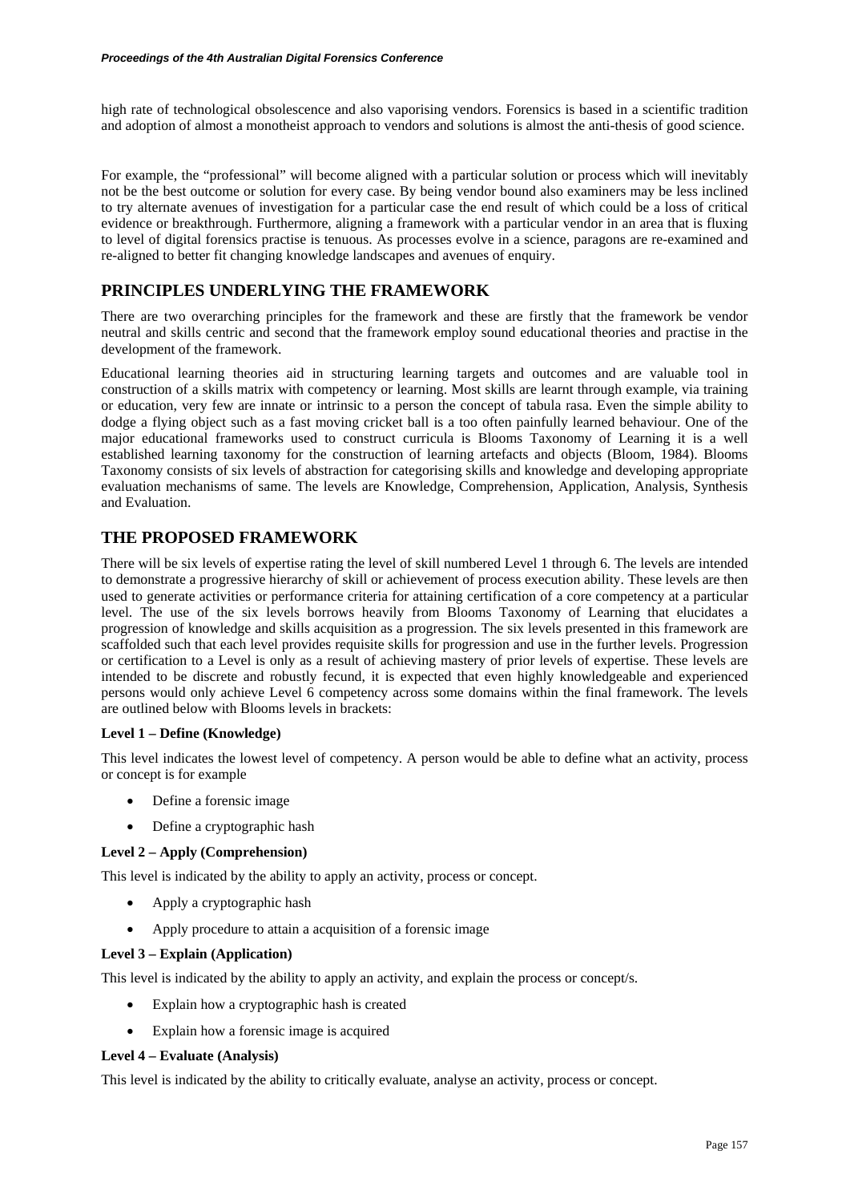high rate of technological obsolescence and also vaporising vendors. Forensics is based in a scientific tradition and adoption of almost a monotheist approach to vendors and solutions is almost the anti-thesis of good science.

For example, the "professional" will become aligned with a particular solution or process which will inevitably not be the best outcome or solution for every case. By being vendor bound also examiners may be less inclined to try alternate avenues of investigation for a particular case the end result of which could be a loss of critical evidence or breakthrough. Furthermore, aligning a framework with a particular vendor in an area that is fluxing to level of digital forensics practise is tenuous. As processes evolve in a science, paragons are re-examined and re-aligned to better fit changing knowledge landscapes and avenues of enquiry.

## PRINCIPLES UNDERLYING THE FRAMEWORK

There are two overarching principles for the framework and these are firstly that the framework be vendor neutral and skills centric and second that the framework employ sound educational theories and practise in the development of the framework.

Educational learning theories aid in structuring learning targets and outcomes and are valuable tool in construction of a skills matrix with competency or learning. Most skills are learnt through example, via training or education, very few are innate or intrinsic to a person the concept of tabula rasa. Even the simple ability to dodge a flying object such as a fast moving cricket ball is a too often painfully learned behaviour. One of the major educational frameworks used to construct curricula is Blooms Taxonomy of Learning it is a well established learning taxonomy for the construction of learning artefacts and objects (Bloom, 1984). Blooms Taxonomy consists of six levels of abstraction for categorising skills and knowledge and developing appropriate evaluation mechanisms of same. The levels are Knowledge, Comprehension, Application, Analysis, Synthesis and Evaluation.

## THE PROPOSED FRAMEWORK

There will be six levels of expertise rating the level of skill numbered Level 1 through 6. The levels are intended to demonstrate a progressive hierarchy of skill or achievement of process execution ability. These levels are then used to generate activities or performance criteria for attaining certification of a core competency at a particular level. The use of the six levels borrows heavily from Blooms Taxonomy of Learning that elucidates a progression of knowledge and skills acquisition as a progression. The six levels presented in this framework are scaffolded such that each level provides requisite skills for progression and use in the further levels. Progression or certification to a Level is only as a result of achieving mastery of prior levels of expertise. These levels are intended to be discrete and robustly fecund, it is expected that even highly knowledgeable and experienced persons would only achieve Level 6 competency across some domains within the final framework. The levels are outlined below with Blooms levels in brackets:

**Level 1 – Define (Knowledge)**

This level indicates the lowest level of competency. A person would be able to define what an activity, process or concept is for example

- Define a forensic image
- Define a cryptographic hash

**Level 2 – Apply (Comprehension)**

This level is indicated by the ability to apply an activity, process or concept.

- Apply a cryptographic hash
- Apply procedure to attain a acquisition of a forensic image

**Level 3 – Explain (Application)**

This level is indicated by the ability to apply an activity, and explain the process or concept/s.

- Explain how a cryptographic hash is created
- Explain how a forensic image is acquired

**Level 4 – Evaluate (Analysis)**

This level is indicated by the ability to critically evaluate, analyse an activity, process or concept.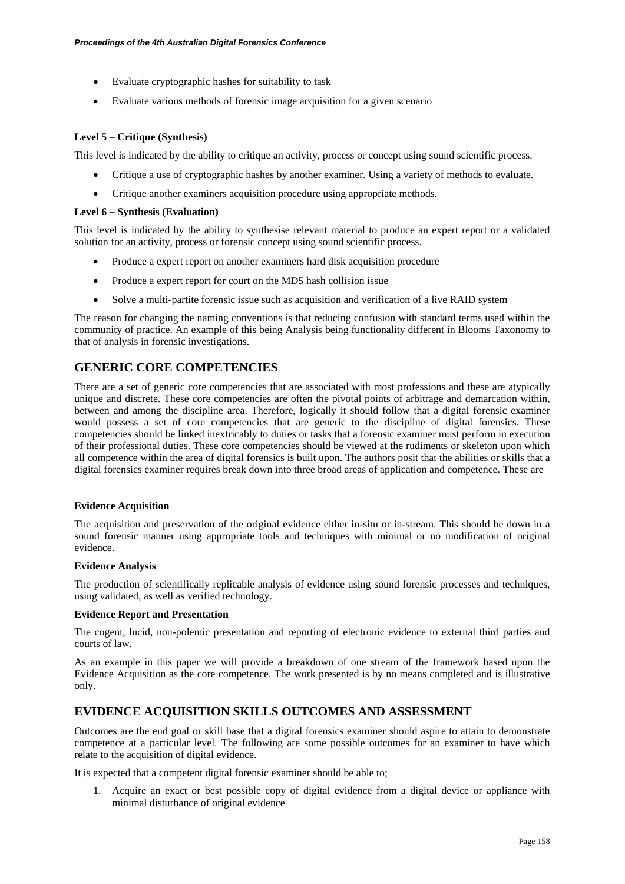- Evaluate cryptographic hashes for suitability to task
- Evaluate various methods of forensic image acquisition for a given scenario

**Level 5 – Critique (Synthesis)**

This level is indicated by the ability to critique an activity, process or concept using sound scientific process.

- Critique a use of cryptographic hashes by another examiner. Using a variety of methods to evaluate.
- Critique another examiners acquisition procedure using appropriate methods.

**Level 6 – Synthesis (Evaluation)**

This level is indicated by the ability to synthesise relevant material to produce an expert report or a validated solution for an activity, process or forensic concept using sound scientific process.

- Produce a expert report on another examiners hard disk acquisition procedure
- Produce a expert report for court on the MD5 hash collision issue
- Solve a multi-partite forensic issue such as acquisition and verification of a live RAID system

The reason for changing the naming conventions is that reducing confusion with standard terms used within the community of practice. An example of this being Analysis being functionality different in Blooms Taxonomy to that of analysis in forensic investigations.

## GENERIC CORE COMPETENCIES

There are a set of generic core competencies that are associated with most professions and these are atypically unique and discrete. These core competencies are often the pivotal points of arbitrage and demarcation within, between and among the discipline area. Therefore, logically it should follow that a digital forensic examiner would possess a set of core competencies that are generic to the discipline of digital forensics. These competencies should be linked inextricably to duties or tasks that a forensic examiner must perform in execution of their professional duties. These core competencies should be viewed at the rudiments or skeleton upon which all competence within the area of digital forensics is built upon. The authors posit that the abilities or skills that a digital forensics examiner requires break down into three broad areas of application and competence. These are

**Evidence Acquisition**

The acquisition and preservation of the original evidence either in-situ or in-stream. This should be down in a sound forensic manner using appropriate tools and techniques with minimal or no modification of original evidence.

**Evidence Analysis**

The production of scientifically replicable analysis of evidence using sound forensic processes and techniques, using validated, as well as verified technology.

**Evidence Report and Presentation**

The cogent, lucid, non-polemic presentation and reporting of electronic evidence to external third parties and courts of law.

As an example in this paper we will provide a breakdown of one stream of the framework based upon the Evidence Acquisition as the core competence. The work presented is by no means completed and is illustrative only.

## EVIDENCE ACQUISITION SKILLS OUTCOMES AND ASSESSMENT

Outcomes are the end goal or skill base that a digital forensics examiner should aspire to attain to demonstrate competence at a particular level. The following are some possible outcomes for an examiner to have which relate to the acquisition of digital evidence.

It is expected that a competent digital forensic examiner should be able to;

1. Acquire an exact or best possible copy of digital evidence from a digital device or appliance with minimal disturbance of original evidence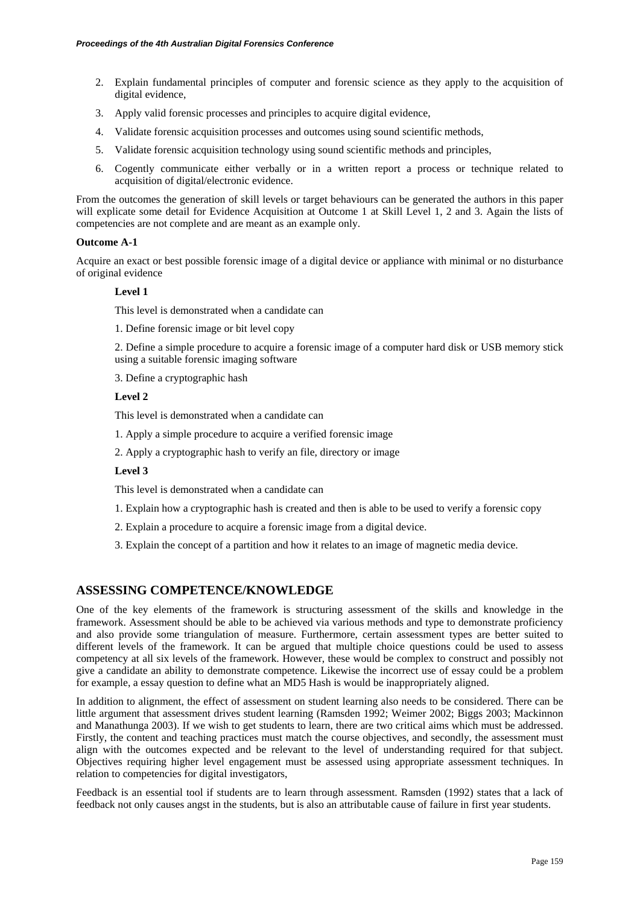2. Explain fundamental principles of computer and forensic science as they apply to the acquisition of digital evidence,
3. Apply valid forensic processes and principles to acquire digital evidence,
4. Validate forensic acquisition processes and outcomes using sound scientific methods,
5. Validate forensic acquisition technology using sound scientific methods and principles,
6. Cogently communicate either verbally or in a written report a process or technique related to acquisition of digital/electronic evidence.

From the outcomes the generation of skill levels or target behaviours can be generated the authors in this paper will explicate some detail for Evidence Acquisition at Outcome 1 at Skill Level 1, 2 and 3. Again the lists of competencies are not complete and are meant as an example only.

**Outcome A-1**

Acquire an exact or best possible forensic image of a digital device or appliance with minimal or no disturbance of original evidence

**Level 1**

This level is demonstrated when a candidate can

1. Define forensic image or bit level copy

2. Define a simple procedure to acquire a forensic image of a computer hard disk or USB memory stick using a suitable forensic imaging software

3. Define a cryptographic hash

**Level 2**

This level is demonstrated when a candidate can

1. Apply a simple procedure to acquire a verified forensic image

2. Apply a cryptographic hash to verify an file, directory or image

**Level 3**

This level is demonstrated when a candidate can

1. Explain how a cryptographic hash is created and then is able to be used to verify a forensic copy

2. Explain a procedure to acquire a forensic image from a digital device.

3. Explain the concept of a partition and how it relates to an image of magnetic media device.

## ASSESSING COMPETENCE/KNOWLEDGE

One of the key elements of the framework is structuring assessment of the skills and knowledge in the framework. Assessment should be able to be achieved via various methods and type to demonstrate proficiency and also provide some triangulation of measure. Furthermore, certain assessment types are better suited to different levels of the framework. It can be argued that multiple choice questions could be used to assess competency at all six levels of the framework. However, these would be complex to construct and possibly not give a candidate an ability to demonstrate competence. Likewise the incorrect use of essay could be a problem for example, a essay question to define what an MD5 Hash is would be inappropriately aligned.

In addition to alignment, the effect of assessment on student learning also needs to be considered. There can be little argument that assessment drives student learning (Ramsden 1992; Weimer 2002; Biggs 2003; Mackinnon and Manathunga 2003). If we wish to get students to learn, there are two critical aims which must be addressed. Firstly, the content and teaching practices must match the course objectives, and secondly, the assessment must align with the outcomes expected and be relevant to the level of understanding required for that subject. Objectives requiring higher level engagement must be assessed using appropriate assessment techniques. In relation to competencies for digital investigators,

Feedback is an essential tool if students are to learn through assessment. Ramsden (1992) states that a lack of feedback not only causes angst in the students, but is also an attributable cause of failure in first year students.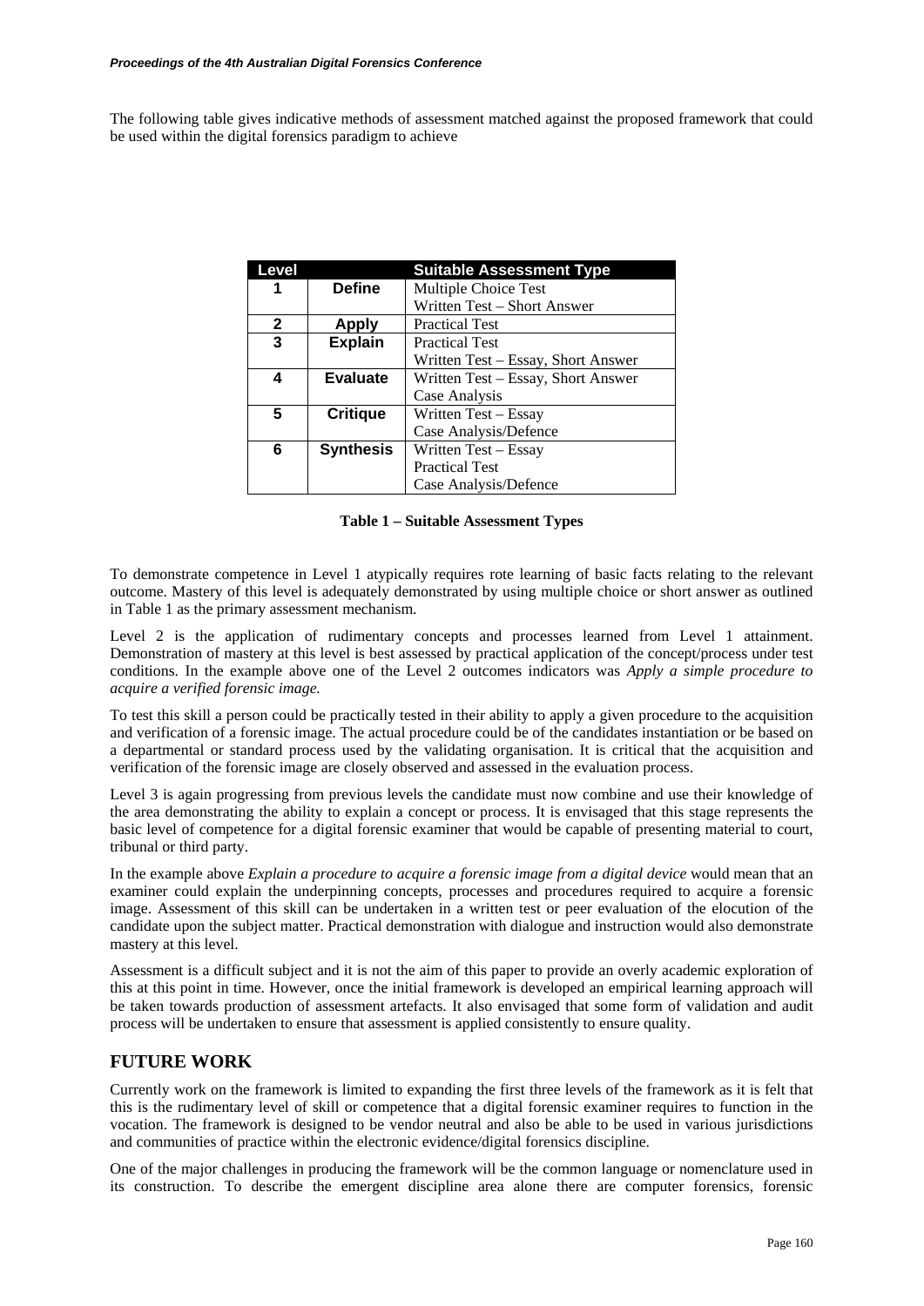The following table gives indicative methods of assessment matched against the proposed framework that could be used within the digital forensics paradigm to achieve

| Level | | Suitable Assessment Type |
|---|---|---|
| 1 | **Define** | Multiple Choice Test<br>Written Test – Short Answer |
| 2 | **Apply** | Practical Test |
| 3 | **Explain** | Practical Test<br>Written Test – Essay, Short Answer |
| 4 | **Evaluate** | Written Test – Essay, Short Answer<br>Case Analysis |
| 5 | **Critique** | Written Test – Essay<br>Case Analysis/Defence |
| 6 | **Synthesis** | Written Test – Essay<br>Practical Test<br>Case Analysis/Defence |

**Table 1 – Suitable Assessment Types**

To demonstrate competence in Level 1 atypically requires rote learning of basic facts relating to the relevant outcome. Mastery of this level is adequately demonstrated by using multiple choice or short answer as outlined in Table 1 as the primary assessment mechanism.

Level 2 is the application of rudimentary concepts and processes learned from Level 1 attainment. Demonstration of mastery at this level is best assessed by practical application of the concept/process under test conditions. In the example above one of the Level 2 outcomes indicators was *Apply a simple procedure to acquire a verified forensic image.*

To test this skill a person could be practically tested in their ability to apply a given procedure to the acquisition and verification of a forensic image. The actual procedure could be of the candidates instantiation or be based on a departmental or standard process used by the validating organisation. It is critical that the acquisition and verification of the forensic image are closely observed and assessed in the evaluation process.

Level 3 is again progressing from previous levels the candidate must now combine and use their knowledge of the area demonstrating the ability to explain a concept or process. It is envisaged that this stage represents the basic level of competence for a digital forensic examiner that would be capable of presenting material to court, tribunal or third party.

In the example above *Explain a procedure to acquire a forensic image from a digital device* would mean that an examiner could explain the underpinning concepts, processes and procedures required to acquire a forensic image. Assessment of this skill can be undertaken in a written test or peer evaluation of the elocution of the candidate upon the subject matter. Practical demonstration with dialogue and instruction would also demonstrate mastery at this level.

Assessment is a difficult subject and it is not the aim of this paper to provide an overly academic exploration of this at this point in time. However, once the initial framework is developed an empirical learning approach will be taken towards production of assessment artefacts. It also envisaged that some form of validation and audit process will be undertaken to ensure that assessment is applied consistently to ensure quality.

## FUTURE WORK

Currently work on the framework is limited to expanding the first three levels of the framework as it is felt that this is the rudimentary level of skill or competence that a digital forensic examiner requires to function in the vocation. The framework is designed to be vendor neutral and also be able to be used in various jurisdictions and communities of practice within the electronic evidence/digital forensics discipline.

One of the major challenges in producing the framework will be the common language or nomenclature used in its construction. To describe the emergent discipline area alone there are computer forensics, forensic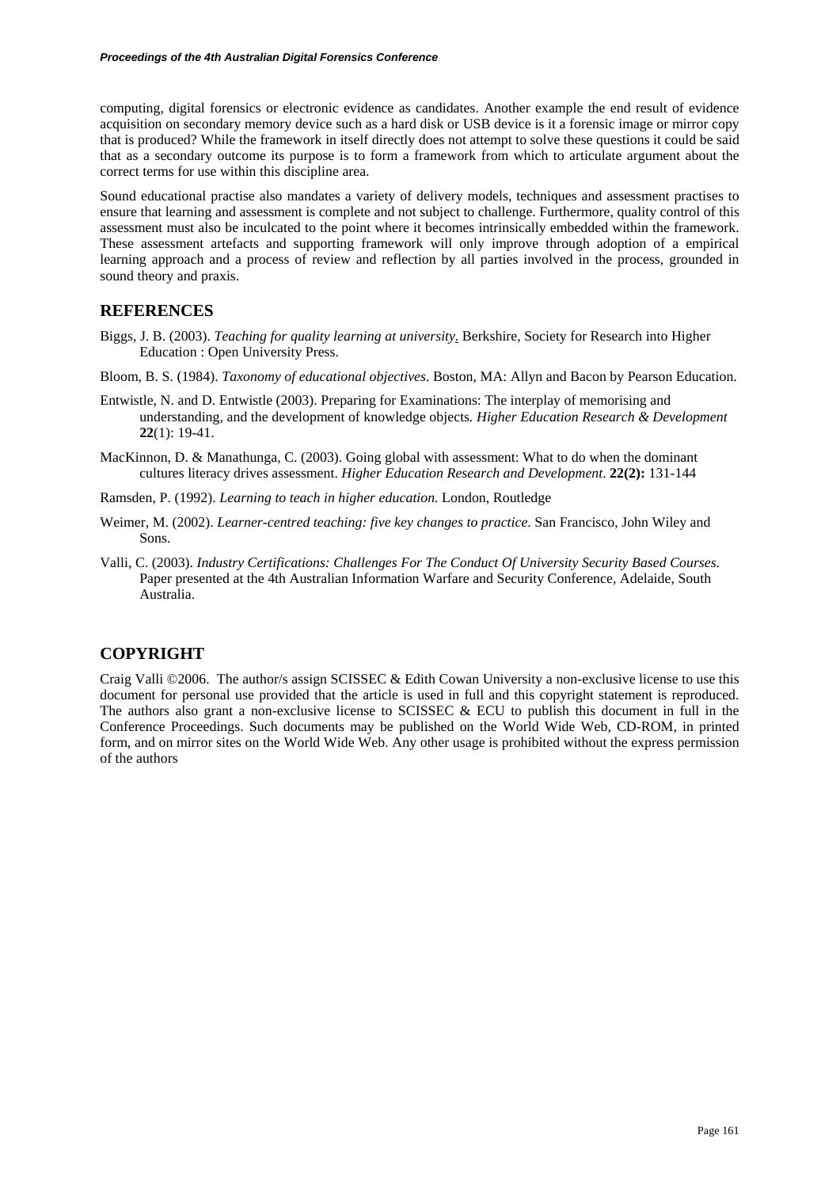computing, digital forensics or electronic evidence as candidates. Another example the end result of evidence acquisition on secondary memory device such as a hard disk or USB device is it a forensic image or mirror copy that is produced? While the framework in itself directly does not attempt to solve these questions it could be said that as a secondary outcome its purpose is to form a framework from which to articulate argument about the correct terms for use within this discipline area.

Sound educational practise also mandates a variety of delivery models, techniques and assessment practises to ensure that learning and assessment is complete and not subject to challenge. Furthermore, quality control of this assessment must also be inculcated to the point where it becomes intrinsically embedded within the framework. These assessment artefacts and supporting framework will only improve through adoption of a empirical learning approach and a process of review and reflection by all parties involved in the process, grounded in sound theory and praxis.

## REFERENCES

Biggs, J. B. (2003). *Teaching for quality learning at university*. Berkshire, Society for Research into Higher Education : Open University Press.

Bloom, B. S. (1984). *Taxonomy of educational objectives*. Boston, MA: Allyn and Bacon by Pearson Education.

Entwistle, N. and D. Entwistle (2003). Preparing for Examinations: The interplay of memorising and understanding, and the development of knowledge objects. *Higher Education Research & Development* **22**(1): 19-41.

MacKinnon, D. & Manathunga, C. (2003). Going global with assessment: What to do when the dominant cultures literacy drives assessment. *Higher Education Research and Development*. **22(2):** 131-144

Ramsden, P. (1992). *Learning to teach in higher education.* London, Routledge

Weimer, M. (2002). *Learner-centred teaching: five key changes to practice*. San Francisco, John Wiley and Sons.

Valli, C. (2003). *Industry Certifications: Challenges For The Conduct Of University Security Based Courses.* Paper presented at the 4th Australian Information Warfare and Security Conference, Adelaide, South Australia.

## COPYRIGHT

Craig Valli ©2006. The author/s assign SCISSEC & Edith Cowan University a non-exclusive license to use this document for personal use provided that the article is used in full and this copyright statement is reproduced. The authors also grant a non-exclusive license to SCISSEC & ECU to publish this document in full in the Conference Proceedings. Such documents may be published on the World Wide Web, CD-ROM, in printed form, and on mirror sites on the World Wide Web. Any other usage is prohibited without the express permission of the authors